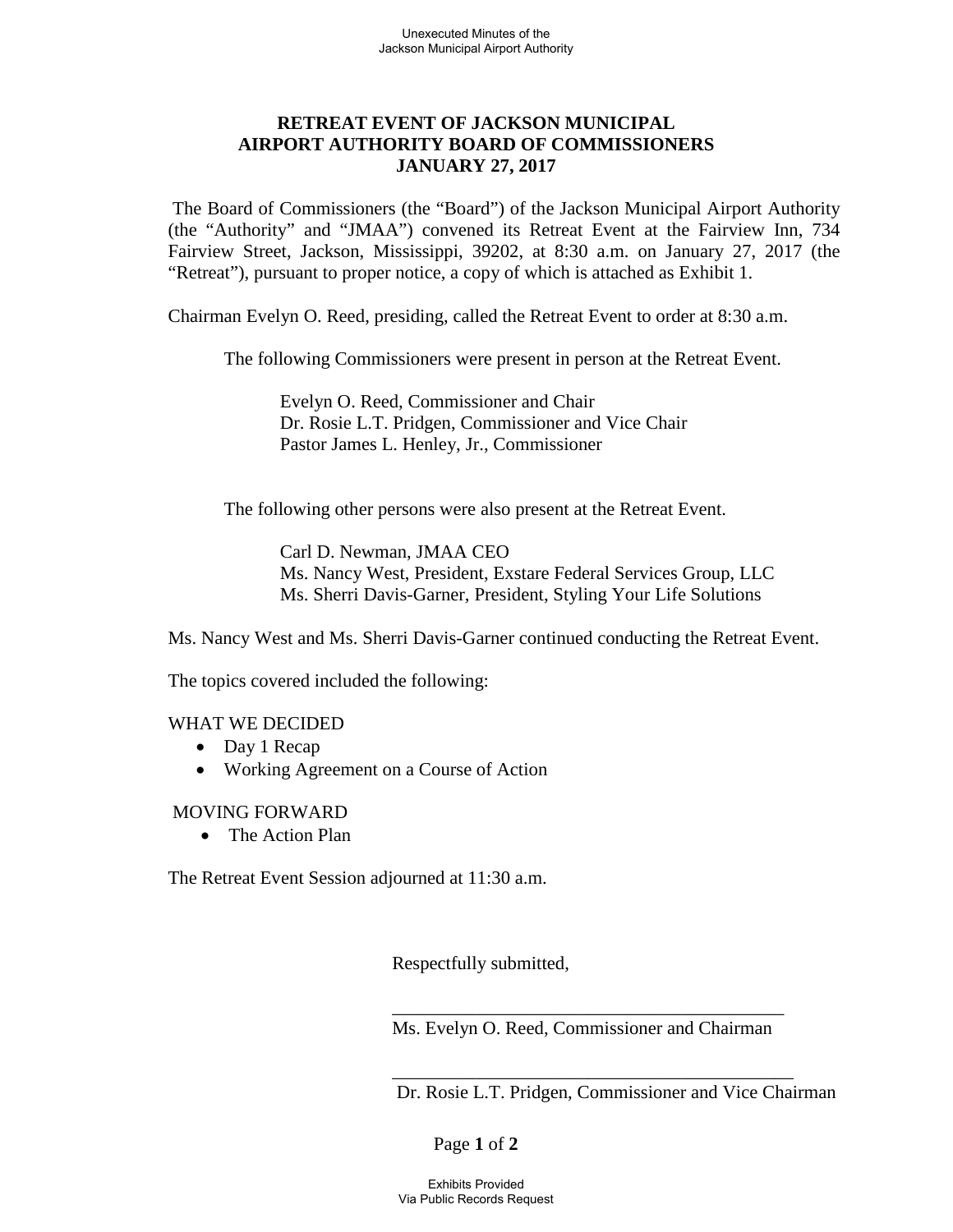# RETREAT EVENT OF JACKSON MUNICIPAL AIRPORT AUTHORITY BOARD OF COMMISSIONERS JANUARY 27, 2017

The Board of Commissioners (the "Board") of the Jackson Municipal Airport Authority (the "Authority" and "JMAA") convened its Retreat Event at the Fairview Inn, 734 Fairview Street, Jackson, Mississippi, 39202, at 8:30 a.m. on January 27, 2017 (the "Retreat"), pursuant to proper notice, a copy of which is attached as Exhibit 1.

Chairman Evelyn O. Reed, presiding, called the Retreat Event to order at 8:30 a.m.

The following Commissioners were present in person at the Retreat Event.

Evelyn O. Reed, Commissioner and Chair
Dr. Rosie L.T. Pridgen, Commissioner and Vice Chair
Pastor James L. Henley, Jr., Commissioner

The following other persons were also present at the Retreat Event.

Carl D. Newman, JMAA CEO
Ms. Nancy West, President, Exstare Federal Services Group, LLC
Ms. Sherri Davis-Garner, President, Styling Your Life Solutions

Ms. Nancy West and Ms. Sherri Davis-Garner continued conducting the Retreat Event.

The topics covered included the following:

WHAT WE DECIDED

- Day 1 Recap
- Working Agreement on a Course of Action

MOVING FORWARD

- The Action Plan

The Retreat Event Session adjourned at 11:30 a.m.

Respectfully submitted,

\_\_\_\_\_\_\_\_\_\_\_\_\_\_\_\_\_\_\_\_\_\_\_\_\_\_\_\_\_\_\_\_\_\_\_\_\_\_\_\_\_\_\_
Ms. Evelyn O. Reed, Commissioner and Chairman

\_\_\_\_\_\_\_\_\_\_\_\_\_\_\_\_\_\_\_\_\_\_\_\_\_\_\_\_\_\_\_\_\_\_\_\_\_\_\_\_\_\_\_
Dr. Rosie L.T. Pridgen, Commissioner and Vice Chairman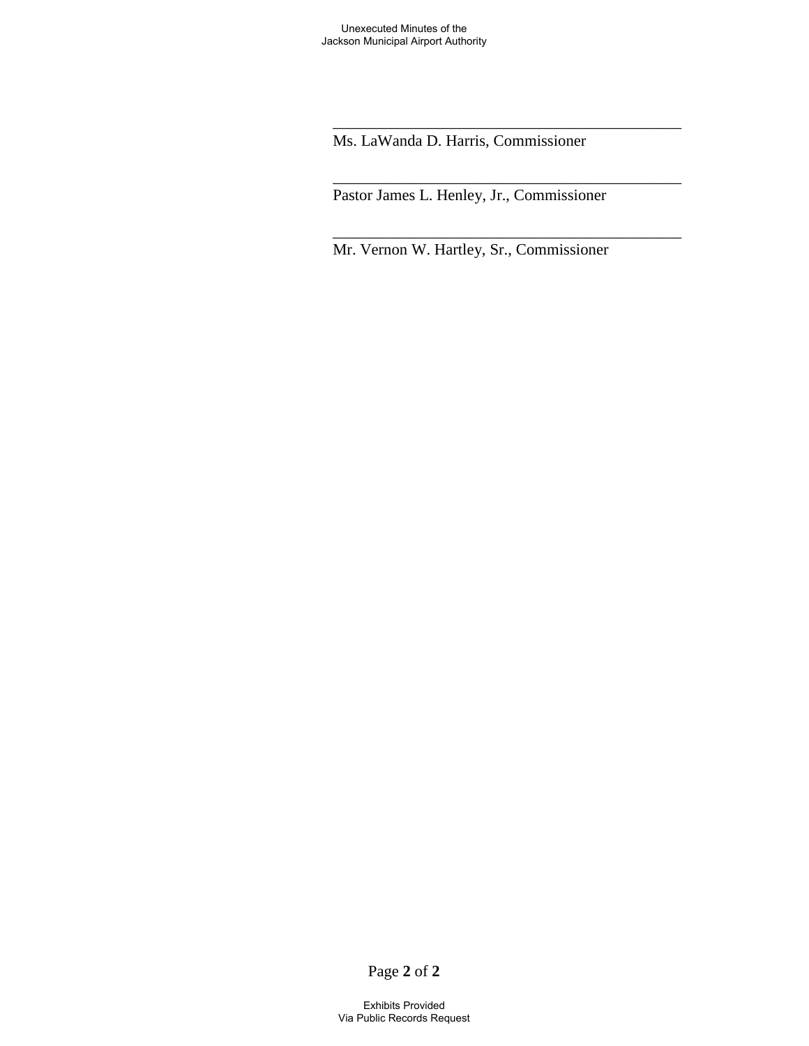\_\_\_\_\_\_\_\_\_\_\_\_\_\_\_\_\_\_\_\_\_\_\_\_\_\_\_\_\_\_\_\_\_\_\_\_\_\_\_\_\_\_\_\_

Ms. LaWanda D. Harris, Commissioner

\_\_\_\_\_\_\_\_\_\_\_\_\_\_\_\_\_\_\_\_\_\_\_\_\_\_\_\_\_\_\_\_\_\_\_\_\_\_\_\_\_\_\_\_

Pastor James L. Henley, Jr., Commissioner

\_\_\_\_\_\_\_\_\_\_\_\_\_\_\_\_\_\_\_\_\_\_\_\_\_\_\_\_\_\_\_\_\_\_\_\_\_\_\_\_\_\_\_\_

Mr. Vernon W. Hartley, Sr., Commissioner